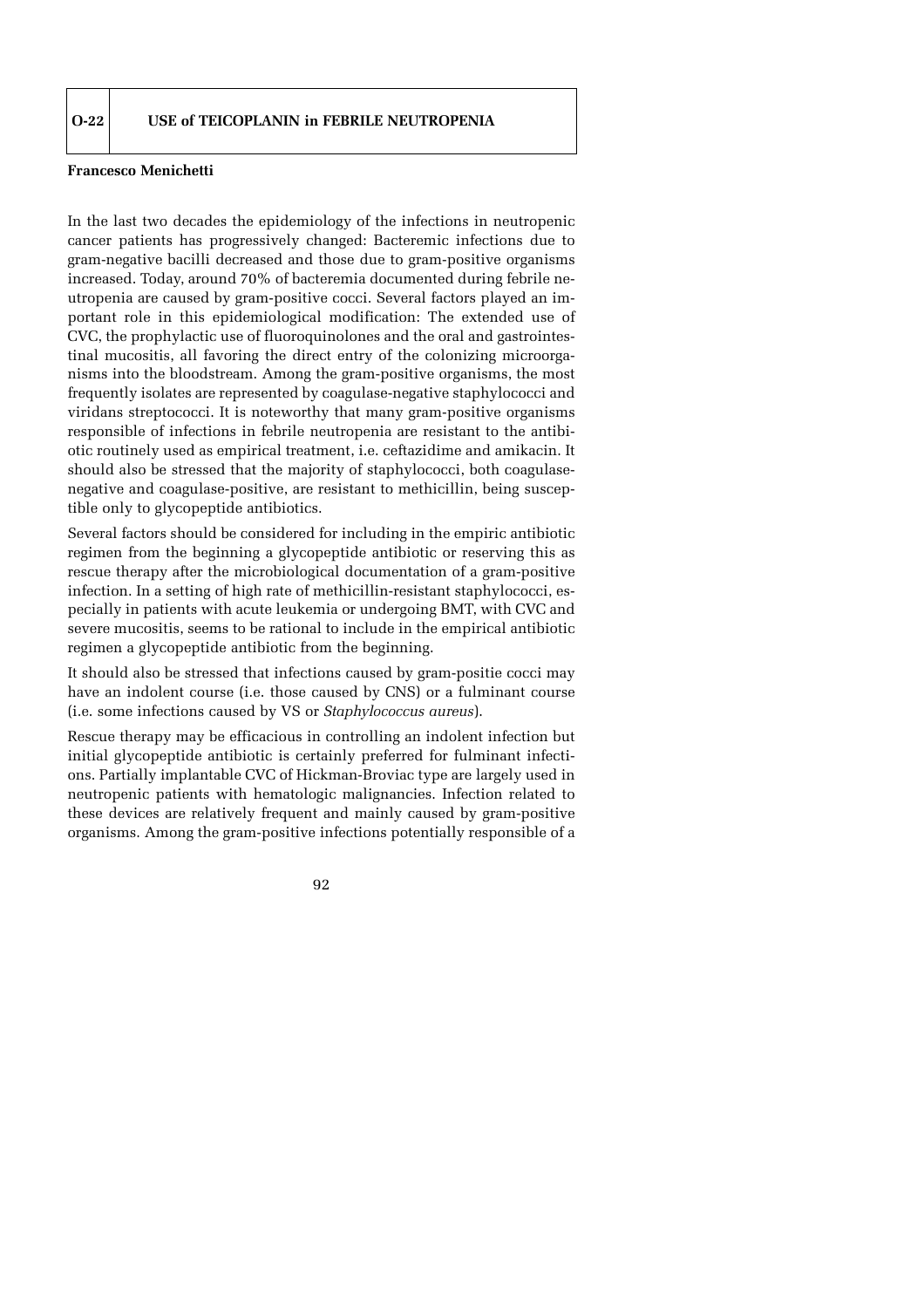## O-22 USE of TEICOPLANIN in FEBRILE NEUTROPENIA

**Francesco Menichetti**

In the last two decades the epidemiology of the infections in neutropenic cancer patients has progressively changed: Bacteremic infections due to gram-negative bacilli decreased and those due to gram-positive organisms increased. Today, around 70% of bacteremia documented during febrile neutropenia are caused by gram-positive cocci. Several factors played an important role in this epidemiological modification: The extended use of CVC, the prophylactic use of fluoroquinolones and the oral and gastrointestinal mucositis, all favoring the direct entry of the colonizing microorganisms into the bloodstream. Among the gram-positive organisms, the most frequently isolates are represented by coagulase-negative staphylococci and viridans streptococci. It is noteworthy that many gram-positive organisms responsible of infections in febrile neutropenia are resistant to the antibiotic routinely used as empirical treatment, i.e. ceftazidime and amikacin. It should also be stressed that the majority of staphylococci, both coagulase-negative and coagulase-positive, are resistant to methicillin, being susceptible only to glycopeptide antibiotics.

Several factors should be considered for including in the empiric antibiotic regimen from the beginning a glycopeptide antibiotic or reserving this as rescue therapy after the microbiological documentation of a gram-positive infection. In a setting of high rate of methicillin-resistant staphylococci, especially in patients with acute leukemia or undergoing BMT, with CVC and severe mucositis, seems to be rational to include in the empirical antibiotic regimen a glycopeptide antibiotic from the beginning.

It should also be stressed that infections caused by gram-positie cocci may have an indolent course (i.e. those caused by CNS) or a fulminant course (i.e. some infections caused by VS or *Staphylococcus aureus*).

Rescue therapy may be efficacious in controlling an indolent infection but initial glycopeptide antibiotic is certainly preferred for fulminant infections. Partially implantable CVC of Hickman-Broviac type are largely used in neutropenic patients with hematologic malignancies. Infection related to these devices are relatively frequent and mainly caused by gram-positive organisms. Among the gram-positive infections potentially responsible of a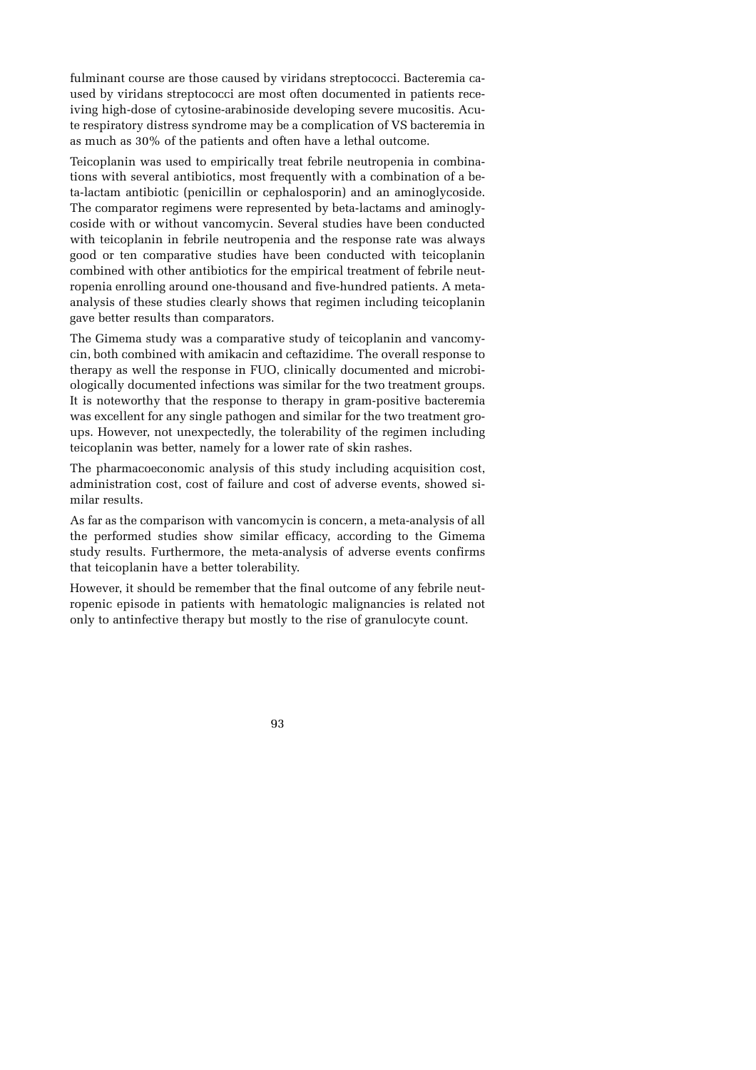fulminant course are those caused by viridans streptococci. Bacteremia caused by viridans streptococci are most often documented in patients receiving high-dose of cytosine-arabinoside developing severe mucositis. Acute respiratory distress syndrome may be a complication of VS bacteremia in as much as 30% of the patients and often have a lethal outcome.

Teicoplanin was used to empirically treat febrile neutropenia in combinations with several antibiotics, most frequently with a combination of a beta-lactam antibiotic (penicillin or cephalosporin) and an aminoglycoside. The comparator regimens were represented by beta-lactams and aminoglycoside with or without vancomycin. Several studies have been conducted with teicoplanin in febrile neutropenia and the response rate was always good or ten comparative studies have been conducted with teicoplanin combined with other antibiotics for the empirical treatment of febrile neutropenia enrolling around one-thousand and five-hundred patients. A meta-analysis of these studies clearly shows that regimen including teicoplanin gave better results than comparators.

The Gimema study was a comparative study of teicoplanin and vancomycin, both combined with amikacin and ceftazidime. The overall response to therapy as well the response in FUO, clinically documented and microbiologically documented infections was similar for the two treatment groups. It is noteworthy that the response to therapy in gram-positive bacteremia was excellent for any single pathogen and similar for the two treatment groups. However, not unexpectedly, the tolerability of the regimen including teicoplanin was better, namely for a lower rate of skin rashes.

The pharmacoeconomic analysis of this study including acquisition cost, administration cost, cost of failure and cost of adverse events, showed similar results.

As far as the comparison with vancomycin is concern, a meta-analysis of all the performed studies show similar efficacy, according to the Gimema study results. Furthermore, the meta-analysis of adverse events confirms that teicoplanin have a better tolerability.

However, it should be remember that the final outcome of any febrile neutropenic episode in patients with hematologic malignancies is related not only to antinfective therapy but mostly to the rise of granulocyte count.